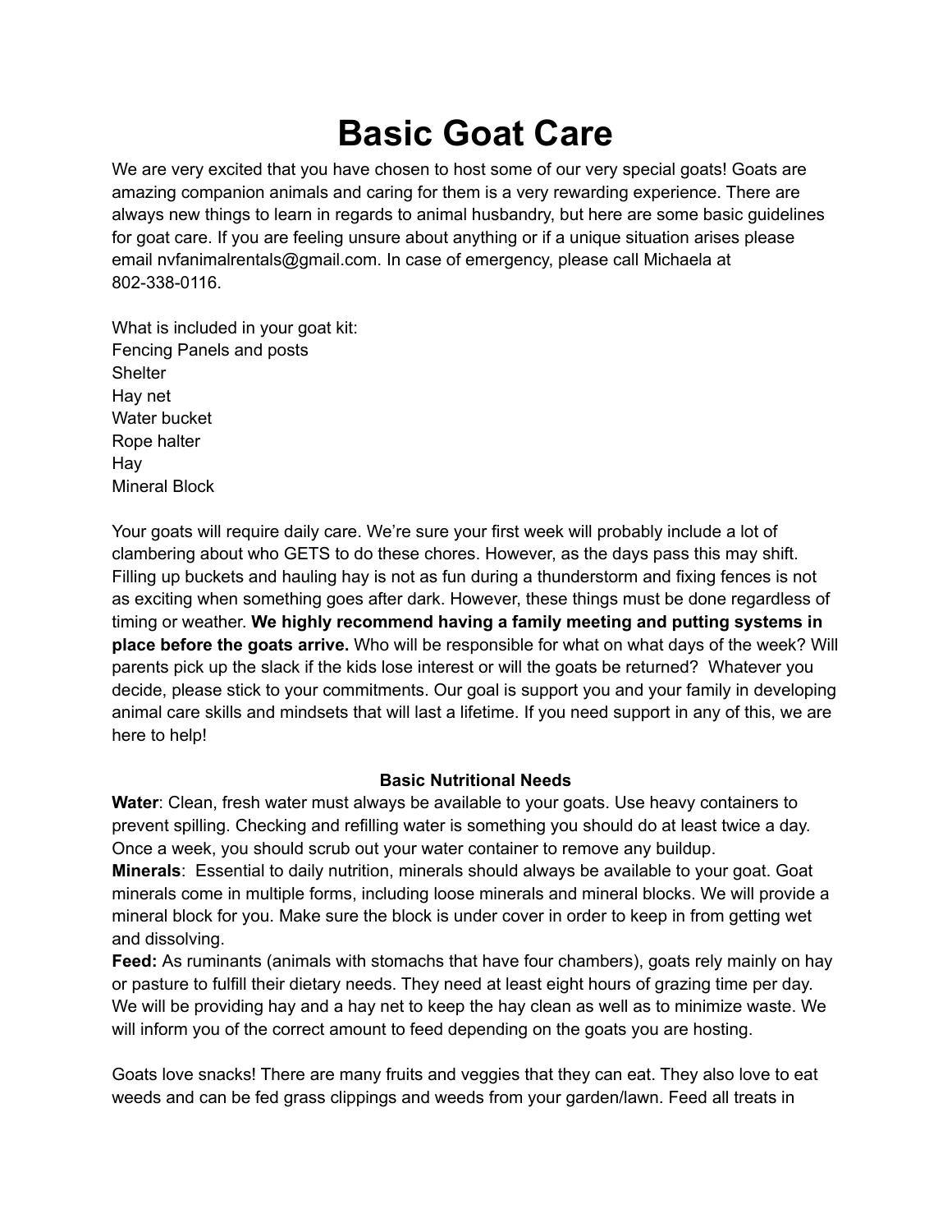# Basic Goat Care

We are very excited that you have chosen to host some of our very special goats! Goats are amazing companion animals and caring for them is a very rewarding experience. There are always new things to learn in regards to animal husbandry, but here are some basic guidelines for goat care. If you are feeling unsure about anything or if a unique situation arises please email nvfanimalrentals@gmail.com. In case of emergency, please call Michaela at 802-338-0116.

What is included in your goat kit:
Fencing Panels and posts
Shelter
Hay net
Water bucket
Rope halter
Hay
Mineral Block

Your goats will require daily care. We're sure your first week will probably include a lot of clambering about who GETS to do these chores. However, as the days pass this may shift. Filling up buckets and hauling hay is not as fun during a thunderstorm and fixing fences is not as exciting when something goes after dark. However, these things must be done regardless of timing or weather. **We highly recommend having a family meeting and putting systems in place before the goats arrive.** Who will be responsible for what on what days of the week? Will parents pick up the slack if the kids lose interest or will the goats be returned? Whatever you decide, please stick to your commitments. Our goal is support you and your family in developing animal care skills and mindsets that will last a lifetime. If you need support in any of this, we are here to help!

### Basic Nutritional Needs

**Water**: Clean, fresh water must always be available to your goats. Use heavy containers to prevent spilling. Checking and refilling water is something you should do at least twice a day. Once a week, you should scrub out your water container to remove any buildup.
**Minerals**: Essential to daily nutrition, minerals should always be available to your goat. Goat minerals come in multiple forms, including loose minerals and mineral blocks. We will provide a mineral block for you. Make sure the block is under cover in order to keep in from getting wet and dissolving.
**Feed:** As ruminants (animals with stomachs that have four chambers), goats rely mainly on hay or pasture to fulfill their dietary needs. They need at least eight hours of grazing time per day. We will be providing hay and a hay net to keep the hay clean as well as to minimize waste. We will inform you of the correct amount to feed depending on the goats you are hosting.

Goats love snacks! There are many fruits and veggies that they can eat. They also love to eat weeds and can be fed grass clippings and weeds from your garden/lawn. Feed all treats in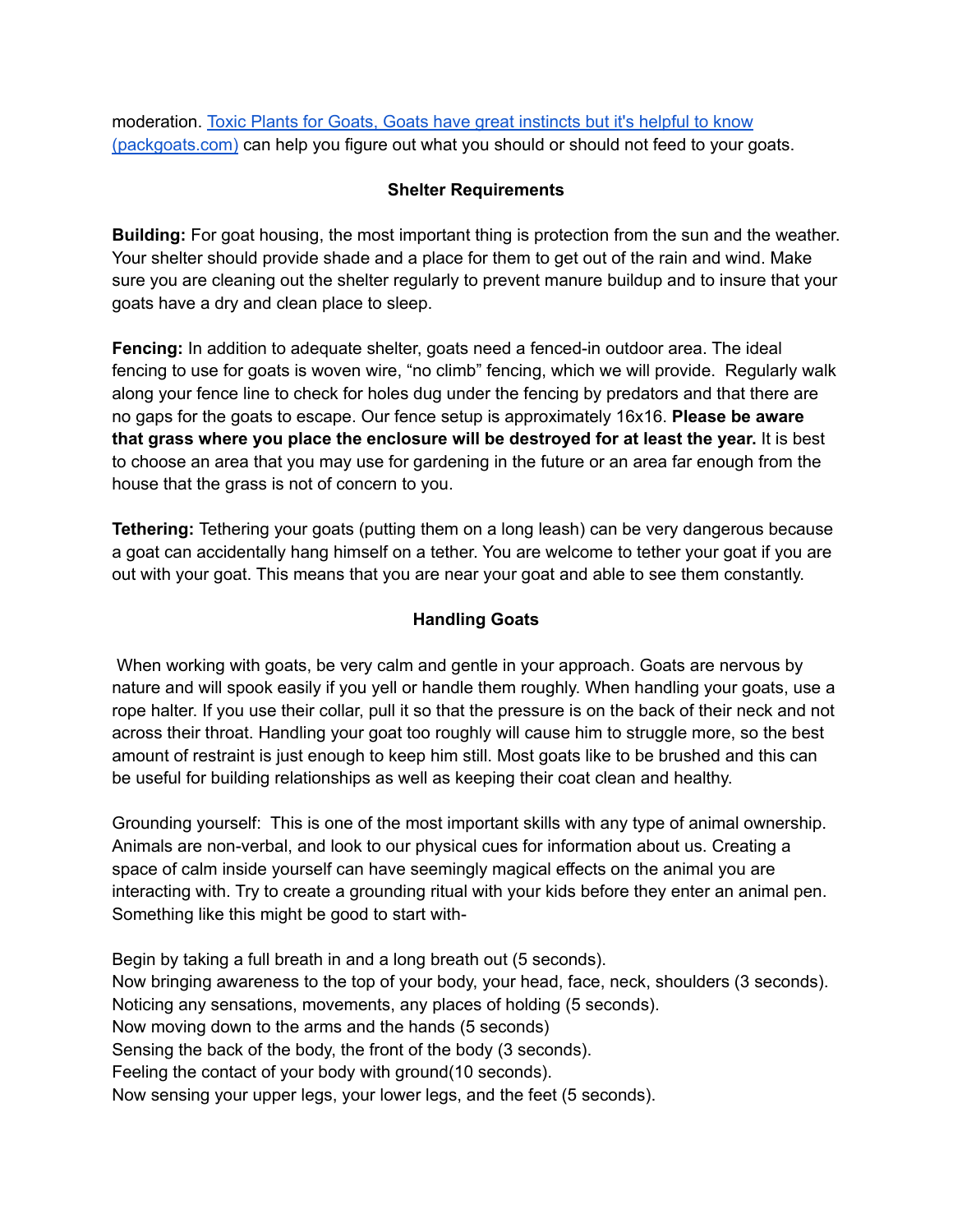moderation. [Toxic Plants for Goats, Goats have great instincts but it's helpful to know (packgoats.com)]() can help you figure out what you should or should not feed to your goats.

## Shelter Requirements

**Building:** For goat housing, the most important thing is protection from the sun and the weather. Your shelter should provide shade and a place for them to get out of the rain and wind. Make sure you are cleaning out the shelter regularly to prevent manure buildup and to insure that your goats have a dry and clean place to sleep.

**Fencing:** In addition to adequate shelter, goats need a fenced-in outdoor area. The ideal fencing to use for goats is woven wire, "no climb" fencing, which we will provide. Regularly walk along your fence line to check for holes dug under the fencing by predators and that there are no gaps for the goats to escape. Our fence setup is approximately 16x16. **Please be aware that grass where you place the enclosure will be destroyed for at least the year.** It is best to choose an area that you may use for gardening in the future or an area far enough from the house that the grass is not of concern to you.

**Tethering:** Tethering your goats (putting them on a long leash) can be very dangerous because a goat can accidentally hang himself on a tether. You are welcome to tether your goat if you are out with your goat. This means that you are near your goat and able to see them constantly.

## Handling Goats

When working with goats, be very calm and gentle in your approach. Goats are nervous by nature and will spook easily if you yell or handle them roughly. When handling your goats, use a rope halter. If you use their collar, pull it so that the pressure is on the back of their neck and not across their throat. Handling your goat too roughly will cause him to struggle more, so the best amount of restraint is just enough to keep him still. Most goats like to be brushed and this can be useful for building relationships as well as keeping their coat clean and healthy.

Grounding yourself: This is one of the most important skills with any type of animal ownership. Animals are non-verbal, and look to our physical cues for information about us. Creating a space of calm inside yourself can have seemingly magical effects on the animal you are interacting with. Try to create a grounding ritual with your kids before they enter an animal pen. Something like this might be good to start with-

Begin by taking a full breath in and a long breath out (5 seconds).
Now bringing awareness to the top of your body, your head, face, neck, shoulders (3 seconds).
Noticing any sensations, movements, any places of holding (5 seconds).
Now moving down to the arms and the hands (5 seconds)
Sensing the back of the body, the front of the body (3 seconds).
Feeling the contact of your body with ground(10 seconds).
Now sensing your upper legs, your lower legs, and the feet (5 seconds).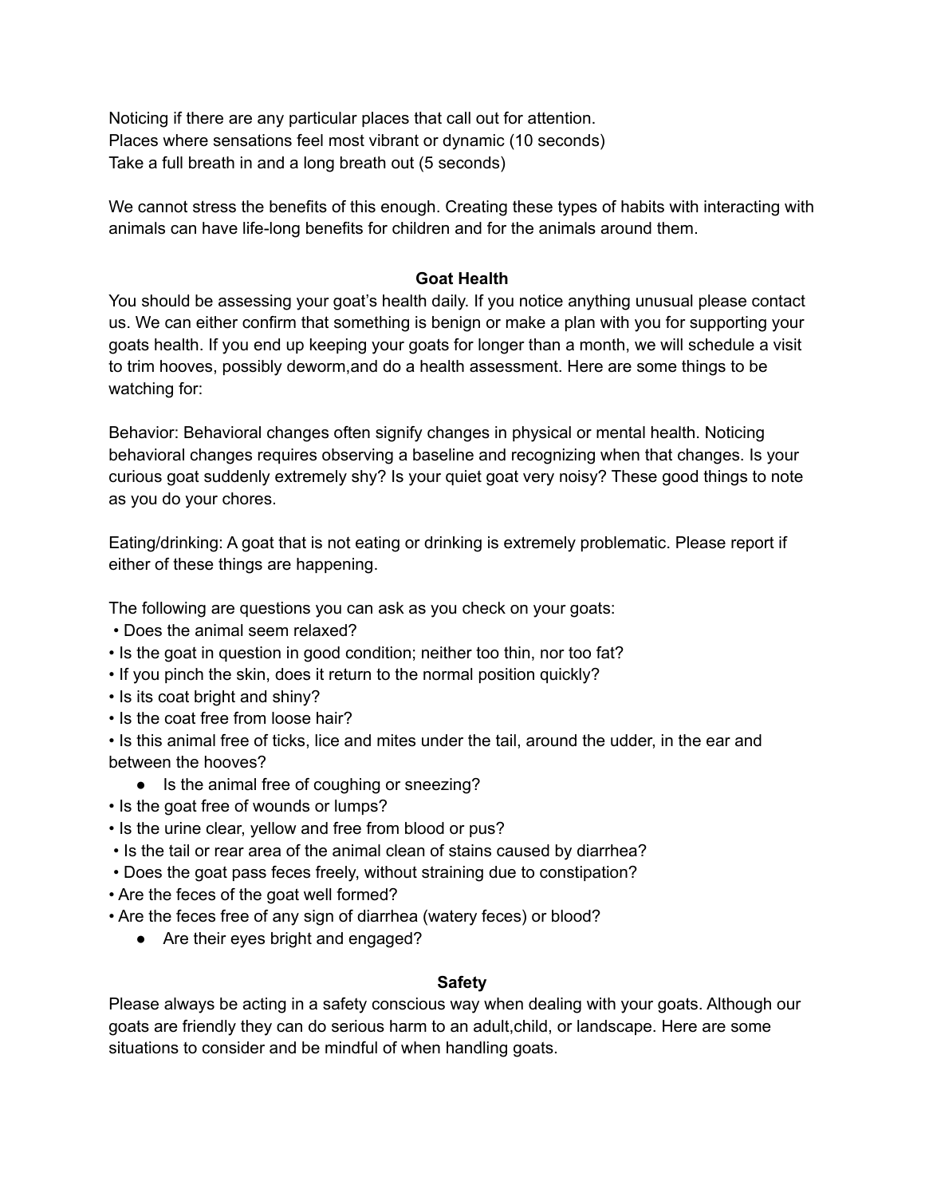Noticing if there are any particular places that call out for attention.
Places where sensations feel most vibrant or dynamic (10 seconds)
Take a full breath in and a long breath out (5 seconds)

We cannot stress the benefits of this enough. Creating these types of habits with interacting with animals can have life-long benefits for children and for the animals around them.

## Goat Health

You should be assessing your goat's health daily. If you notice anything unusual please contact us. We can either confirm that something is benign or make a plan with you for supporting your goats health. If you end up keeping your goats for longer than a month, we will schedule a visit to trim hooves, possibly deworm,and do a health assessment. Here are some things to be watching for:

Behavior: Behavioral changes often signify changes in physical or mental health. Noticing behavioral changes requires observing a baseline and recognizing when that changes. Is your curious goat suddenly extremely shy? Is your quiet goat very noisy? These good things to note as you do your chores.

Eating/drinking: A goat that is not eating or drinking is extremely problematic. Please report if either of these things are happening.

The following are questions you can ask as you check on your goats:

- Does the animal seem relaxed?
- Is the goat in question in good condition; neither too thin, nor too fat?
- If you pinch the skin, does it return to the normal position quickly?
- Is its coat bright and shiny?
- Is the coat free from loose hair?
- Is this animal free of ticks, lice and mites under the tail, around the udder, in the ear and between the hooves?
- Is the animal free of coughing or sneezing?
- Is the goat free of wounds or lumps?
- Is the urine clear, yellow and free from blood or pus?
- Is the tail or rear area of the animal clean of stains caused by diarrhea?
- Does the goat pass feces freely, without straining due to constipation?
- Are the feces of the goat well formed?
- Are the feces free of any sign of diarrhea (watery feces) or blood?
- Are their eyes bright and engaged?

## Safety

Please always be acting in a safety conscious way when dealing with your goats. Although our goats are friendly they can do serious harm to an adult,child, or landscape. Here are some situations to consider and be mindful of when handling goats.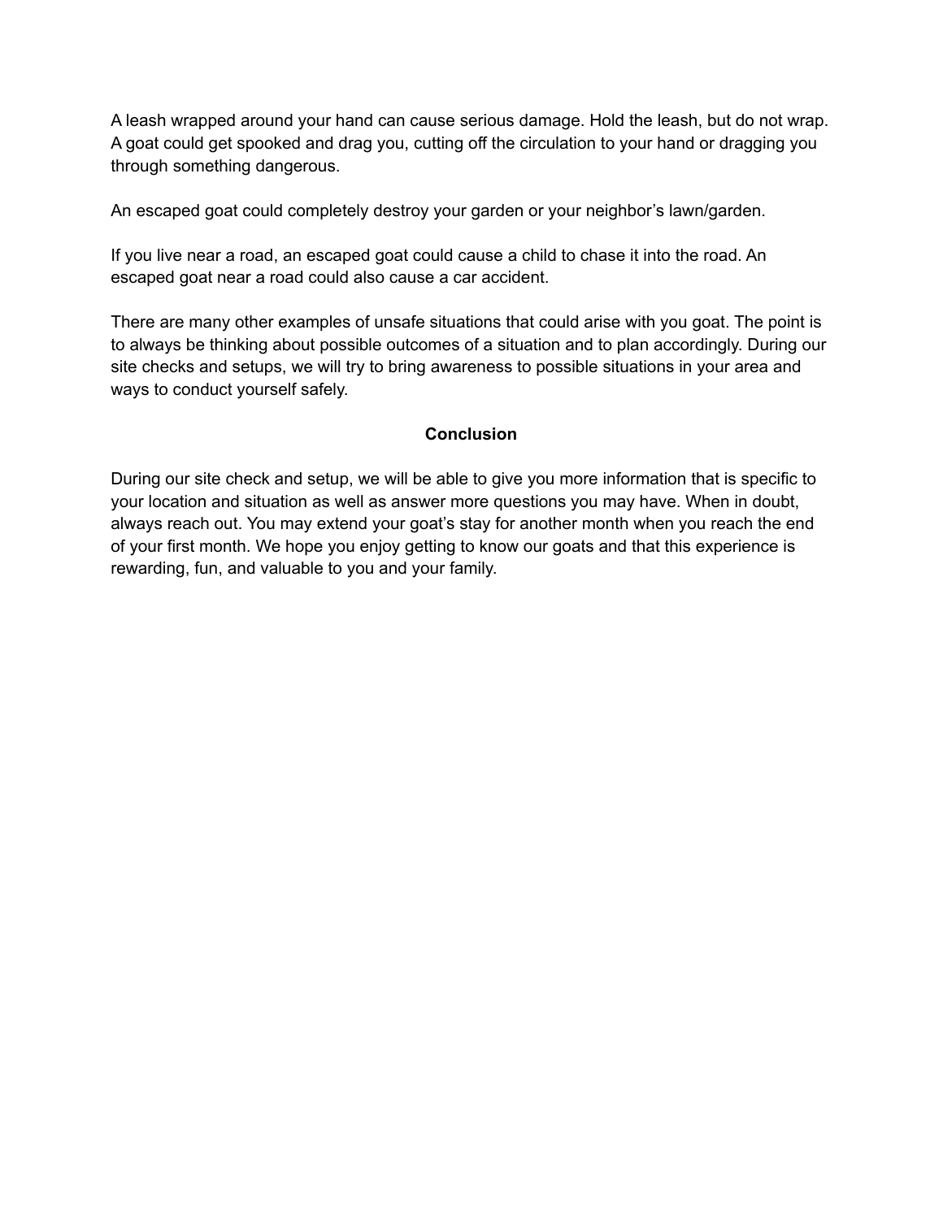A leash wrapped around your hand can cause serious damage. Hold the leash, but do not wrap. A goat could get spooked and drag you, cutting off the circulation to your hand or dragging you through something dangerous.

An escaped goat could completely destroy your garden or your neighbor's lawn/garden.

If you live near a road, an escaped goat could cause a child to chase it into the road. An escaped goat near a road could also cause a car accident.

There are many other examples of unsafe situations that could arise with you goat. The point is to always be thinking about possible outcomes of a situation and to plan accordingly. During our site checks and setups, we will try to bring awareness to possible situations in your area and ways to conduct yourself safely.

## Conclusion

During our site check and setup, we will be able to give you more information that is specific to your location and situation as well as answer more questions you may have. When in doubt, always reach out. You may extend your goat's stay for another month when you reach the end of your first month. We hope you enjoy getting to know our goats and that this experience is rewarding, fun, and valuable to you and your family.